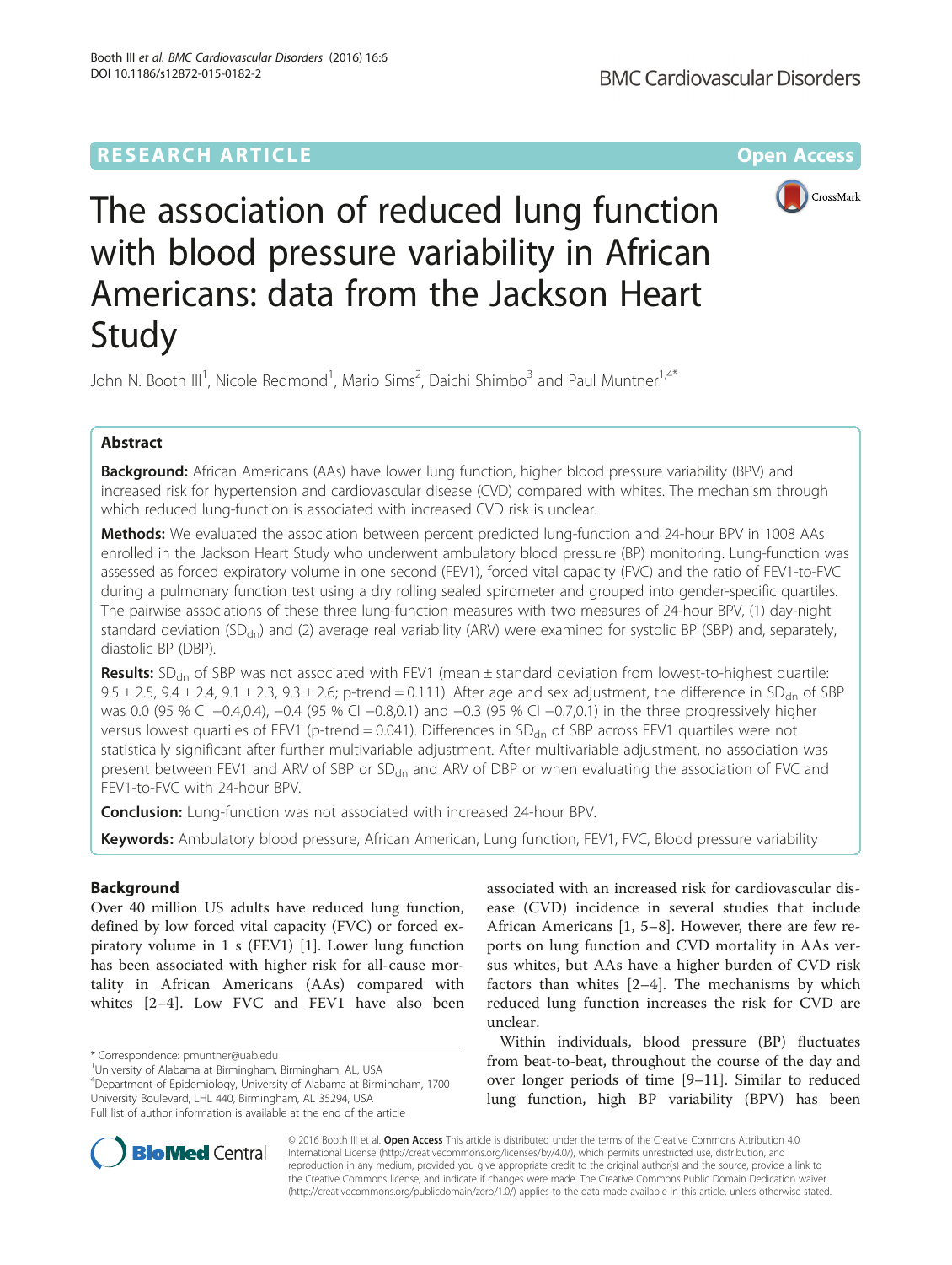RESEARCH ARTICLE

Open Access

# The association of reduced lung function with blood pressure variability in African Americans: data from the Jackson Heart Study

John N. Booth III[1], Nicole Redmond[1], Mario Sims[2], Daichi Shimbo[3] and Paul Muntner[1,4*]

## Abstract

**Background:** African Americans (AAs) have lower lung function, higher blood pressure variability (BPV) and increased risk for hypertension and cardiovascular disease (CVD) compared with whites. The mechanism through which reduced lung-function is associated with increased CVD risk is unclear.

**Methods:** We evaluated the association between percent predicted lung-function and 24-hour BPV in 1008 AAs enrolled in the Jackson Heart Study who underwent ambulatory blood pressure (BP) monitoring. Lung-function was assessed as forced expiratory volume in one second (FEV1), forced vital capacity (FVC) and the ratio of FEV1-to-FVC during a pulmonary function test using a dry rolling sealed spirometer and grouped into gender-specific quartiles. The pairwise associations of these three lung-function measures with two measures of 24-hour BPV, (1) day-night standard deviation ($SD_{dn}$) and (2) average real variability (ARV) were examined for systolic BP (SBP) and, separately, diastolic BP (DBP).

**Results:** $SD_{dn}$ of SBP was not associated with FEV1 (mean ± standard deviation from lowest-to-highest quartile: 9.5 ± 2.5, 9.4 ± 2.4, 9.1 ± 2.3, 9.3 ± 2.6; p-trend = 0.111). After age and sex adjustment, the difference in $SD_{dn}$ of SBP was 0.0 (95 % CI −0.4,0.4), −0.4 (95 % CI −0.8,0.1) and −0.3 (95 % CI −0.7,0.1) in the three progressively higher versus lowest quartiles of FEV1 (p-trend = 0.041). Differences in $SD_{dn}$ of SBP across FEV1 quartiles were not statistically significant after further multivariable adjustment. After multivariable adjustment, no association was present between FEV1 and ARV of SBP or $SD_{dn}$ and ARV of DBP or when evaluating the association of FVC and FEV1-to-FVC with 24-hour BPV.

**Conclusion:** Lung-function was not associated with increased 24-hour BPV.

**Keywords:** Ambulatory blood pressure, African American, Lung function, FEV1, FVC, Blood pressure variability

## Background

Over 40 million US adults have reduced lung function, defined by low forced vital capacity (FVC) or forced expiratory volume in 1 s (FEV1) [1]. Lower lung function has been associated with higher risk for all-cause mortality in African Americans (AAs) compared with whites [2–4]. Low FVC and FEV1 have also been associated with an increased risk for cardiovascular disease (CVD) incidence in several studies that include African Americans [1, 5–8]. However, there are few reports on lung function and CVD mortality in AAs versus whites, but AAs have a higher burden of CVD risk factors than whites [2–4]. The mechanisms by which reduced lung function increases the risk for CVD are unclear.

Within individuals, blood pressure (BP) fluctuates from beat-to-beat, throughout the course of the day and over longer periods of time [9–11]. Similar to reduced lung function, high BP variability (BPV) has been

\* Correspondence: pmuntner@uab.edu
[1]University of Alabama at Birmingham, Birmingham, AL, USA
[4]Department of Epidemiology, University of Alabama at Birmingham, 1700 University Boulevard, LHL 440, Birmingham, AL 35294, USA
Full list of author information is available at the end of the article

© 2016 Booth III et al. **Open Access** This article is distributed under the terms of the Creative Commons Attribution 4.0 International License (http://creativecommons.org/licenses/by/4.0/), which permits unrestricted use, distribution, and reproduction in any medium, provided you give appropriate credit to the original author(s) and the source, provide a link to the Creative Commons license, and indicate if changes were made. The Creative Commons Public Domain Dedication waiver (http://creativecommons.org/publicdomain/zero/1.0/) applies to the data made available in this article, unless otherwise stated.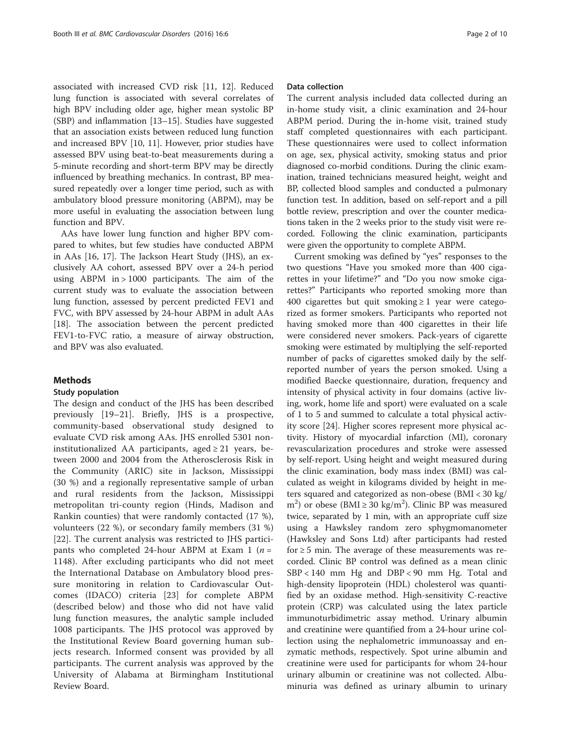associated with increased CVD risk [11, 12]. Reduced lung function is associated with several correlates of high BPV including older age, higher mean systolic BP (SBP) and inflammation [13–15]. Studies have suggested that an association exists between reduced lung function and increased BPV [10, 11]. However, prior studies have assessed BPV using beat-to-beat measurements during a 5-minute recording and short-term BPV may be directly influenced by breathing mechanics. In contrast, BP measured repeatedly over a longer time period, such as with ambulatory blood pressure monitoring (ABPM), may be more useful in evaluating the association between lung function and BPV.

AAs have lower lung function and higher BPV compared to whites, but few studies have conducted ABPM in AAs [16, 17]. The Jackson Heart Study (JHS), an exclusively AA cohort, assessed BPV over a 24-h period using ABPM in > 1000 participants. The aim of the current study was to evaluate the association between lung function, assessed by percent predicted FEV1 and FVC, with BPV assessed by 24-hour ABPM in adult AAs [18]. The association between the percent predicted FEV1-to-FVC ratio, a measure of airway obstruction, and BPV was also evaluated.

## Methods

### Study population

The design and conduct of the JHS has been described previously [19–21]. Briefly, JHS is a prospective, community-based observational study designed to evaluate CVD risk among AAs. JHS enrolled 5301 non-institutionalized AA participants, aged ≥ 21 years, between 2000 and 2004 from the Atherosclerosis Risk in the Community (ARIC) site in Jackson, Mississippi (30 %) and a regionally representative sample of urban and rural residents from the Jackson, Mississippi metropolitan tri-county region (Hinds, Madison and Rankin counties) that were randomly contacted (17 %), volunteers (22 %), or secondary family members (31 %) [22]. The current analysis was restricted to JHS participants who completed 24-hour ABPM at Exam 1 ($n$ = 1148). After excluding participants who did not meet the International Database on Ambulatory blood pressure monitoring in relation to Cardiovascular Outcomes (IDACO) criteria [23] for complete ABPM (described below) and those who did not have valid lung function measures, the analytic sample included 1008 participants. The JHS protocol was approved by the Institutional Review Board governing human subjects research. Informed consent was provided by all participants. The current analysis was approved by the University of Alabama at Birmingham Institutional Review Board.

### Data collection

The current analysis included data collected during an in-home study visit, a clinic examination and 24-hour ABPM period. During the in-home visit, trained study staff completed questionnaires with each participant. These questionnaires were used to collect information on age, sex, physical activity, smoking status and prior diagnosed co-morbid conditions. During the clinic examination, trained technicians measured height, weight and BP, collected blood samples and conducted a pulmonary function test. In addition, based on self-report and a pill bottle review, prescription and over the counter medications taken in the 2 weeks prior to the study visit were recorded. Following the clinic examination, participants were given the opportunity to complete ABPM.

Current smoking was defined by "yes" responses to the two questions "Have you smoked more than 400 cigarettes in your lifetime?" and "Do you now smoke cigarettes?" Participants who reported smoking more than 400 cigarettes but quit smoking ≥ 1 year were categorized as former smokers. Participants who reported not having smoked more than 400 cigarettes in their life were considered never smokers. Pack-years of cigarette smoking were estimated by multiplying the self-reported number of packs of cigarettes smoked daily by the self-reported number of years the person smoked. Using a modified Baecke questionnaire, duration, frequency and intensity of physical activity in four domains (active living, work, home life and sport) were evaluated on a scale of 1 to 5 and summed to calculate a total physical activity score [24]. Higher scores represent more physical activity. History of myocardial infarction (MI), coronary revascularization procedures and stroke were assessed by self-report. Using height and weight measured during the clinic examination, body mass index (BMI) was calculated as weight in kilograms divided by height in meters squared and categorized as non-obese (BMI < 30 kg/$m^2$) or obese (BMI ≥ 30 kg/$m^2$). Clinic BP was measured twice, separated by 1 min, with an appropriate cuff size using a Hawksley random zero sphygmomanometer (Hawksley and Sons Ltd) after participants had rested for ≥ 5 min. The average of these measurements was recorded. Clinic BP control was defined as a mean clinic SBP < 140 mm Hg and DBP < 90 mm Hg. Total and high-density lipoprotein (HDL) cholesterol was quantified by an oxidase method. High-sensitivity C-reactive protein (CRP) was calculated using the latex particle immunoturbidimetric assay method. Urinary albumin and creatinine were quantified from a 24-hour urine collection using the nephalometric immunoassay and enzymatic methods, respectively. Spot urine albumin and creatinine were used for participants for whom 24-hour urinary albumin or creatinine was not collected. Albuminuria was defined as urinary albumin to urinary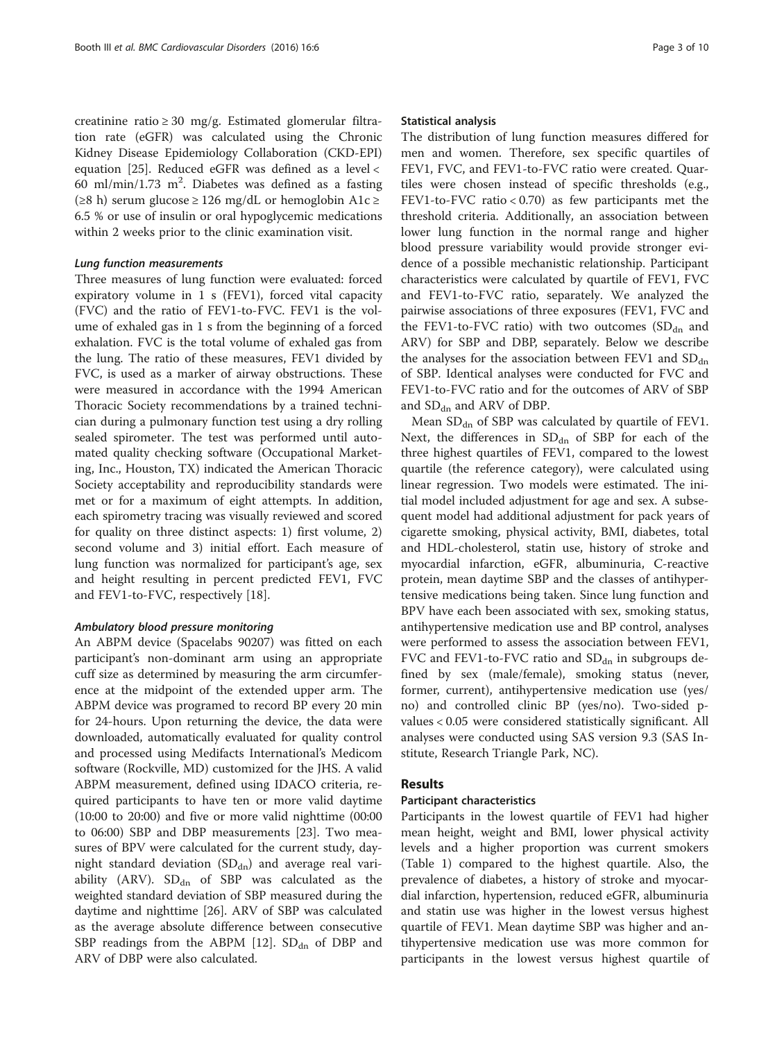creatinine ratio ≥ 30 mg/g. Estimated glomerular filtration rate (eGFR) was calculated using the Chronic Kidney Disease Epidemiology Collaboration (CKD-EPI) equation [25]. Reduced eGFR was defined as a level < 60 ml/min/1.73 $m^2$. Diabetes was defined as a fasting (≥8 h) serum glucose ≥ 126 mg/dL or hemoglobin A1c ≥ 6.5 % or use of insulin or oral hypoglycemic medications within 2 weeks prior to the clinic examination visit.

#### *Lung function measurements*

Three measures of lung function were evaluated: forced expiratory volume in 1 s (FEV1), forced vital capacity (FVC) and the ratio of FEV1-to-FVC. FEV1 is the volume of exhaled gas in 1 s from the beginning of a forced exhalation. FVC is the total volume of exhaled gas from the lung. The ratio of these measures, FEV1 divided by FVC, is used as a marker of airway obstructions. These were measured in accordance with the 1994 American Thoracic Society recommendations by a trained technician during a pulmonary function test using a dry rolling sealed spirometer. The test was performed until automated quality checking software (Occupational Marketing, Inc., Houston, TX) indicated the American Thoracic Society acceptability and reproducibility standards were met or for a maximum of eight attempts. In addition, each spirometry tracing was visually reviewed and scored for quality on three distinct aspects: 1) first volume, 2) second volume and 3) initial effort. Each measure of lung function was normalized for participant's age, sex and height resulting in percent predicted FEV1, FVC and FEV1-to-FVC, respectively [18].

#### *Ambulatory blood pressure monitoring*

An ABPM device (Spacelabs 90207) was fitted on each participant's non-dominant arm using an appropriate cuff size as determined by measuring the arm circumference at the midpoint of the extended upper arm. The ABPM device was programed to record BP every 20 min for 24-hours. Upon returning the device, the data were downloaded, automatically evaluated for quality control and processed using Medifacts International's Medicom software (Rockville, MD) customized for the JHS. A valid ABPM measurement, defined using IDACO criteria, required participants to have ten or more valid daytime (10:00 to 20:00) and five or more valid nighttime (00:00 to 06:00) SBP and DBP measurements [23]. Two measures of BPV were calculated for the current study, day-night standard deviation ($SD_{dn}$) and average real variability (ARV). $SD_{dn}$ of SBP was calculated as the weighted standard deviation of SBP measured during the daytime and nighttime [26]. ARV of SBP was calculated as the average absolute difference between consecutive SBP readings from the ABPM [12]. $SD_{dn}$ of DBP and ARV of DBP were also calculated.

### Statistical analysis

The distribution of lung function measures differed for men and women. Therefore, sex specific quartiles of FEV1, FVC, and FEV1-to-FVC ratio were created. Quartiles were chosen instead of specific thresholds (e.g., FEV1-to-FVC ratio < 0.70) as few participants met the threshold criteria. Additionally, an association between lower lung function in the normal range and higher blood pressure variability would provide stronger evidence of a possible mechanistic relationship. Participant characteristics were calculated by quartile of FEV1, FVC and FEV1-to-FVC ratio, separately. We analyzed the pairwise associations of three exposures (FEV1, FVC and the FEV1-to-FVC ratio) with two outcomes ($SD_{dn}$ and ARV) for SBP and DBP, separately. Below we describe the analyses for the association between FEV1 and $SD_{dn}$ of SBP. Identical analyses were conducted for FVC and FEV1-to-FVC ratio and for the outcomes of ARV of SBP and $SD_{dn}$ and ARV of DBP.

Mean $SD_{dn}$ of SBP was calculated by quartile of FEV1. Next, the differences in $SD_{dn}$ of SBP for each of the three highest quartiles of FEV1, compared to the lowest quartile (the reference category), were calculated using linear regression. Two models were estimated. The initial model included adjustment for age and sex. A subsequent model had additional adjustment for pack years of cigarette smoking, physical activity, BMI, diabetes, total and HDL-cholesterol, statin use, history of stroke and myocardial infarction, eGFR, albuminuria, C-reactive protein, mean daytime SBP and the classes of antihypertensive medications being taken. Since lung function and BPV have each been associated with sex, smoking status, antihypertensive medication use and BP control, analyses were performed to assess the association between FEV1, FVC and FEV1-to-FVC ratio and $SD_{dn}$ in subgroups defined by sex (male/female), smoking status (never, former, current), antihypertensive medication use (yes/no) and controlled clinic BP (yes/no). Two-sided p-values < 0.05 were considered statistically significant. All analyses were conducted using SAS version 9.3 (SAS Institute, Research Triangle Park, NC).

## Results

### Participant characteristics

Participants in the lowest quartile of FEV1 had higher mean height, weight and BMI, lower physical activity levels and a higher proportion was current smokers (Table 1) compared to the highest quartile. Also, the prevalence of diabetes, a history of stroke and myocardial infarction, hypertension, reduced eGFR, albuminuria and statin use was higher in the lowest versus highest quartile of FEV1. Mean daytime SBP was higher and antihypertensive medication use was more common for participants in the lowest versus highest quartile of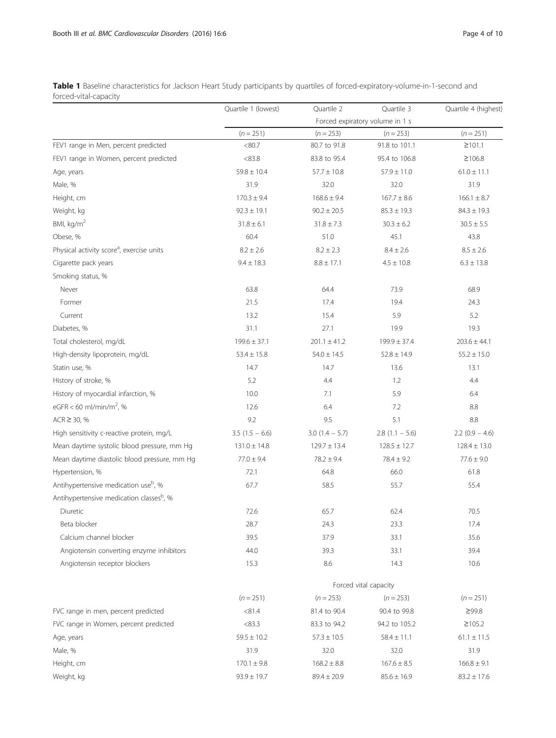**Table 1** Baseline characteristics for Jackson Heart Study participants by quartiles of forced-expiratory-volume-in-1-second and forced-vital-capacity

| | Quartile 1 (lowest) | Quartile 2 | Quartile 3 | Quartile 4 (highest) |
|---|---|---|---|---|
| | Forced expiratory volume in 1 s | | | |
| | ($n = 251$) | ($n = 253$) | ($n = 253$) | ($n = 251$) |
| FEV1 range in Men, percent predicted | <80.7 | 80.7 to 91.8 | 91.8 to 101.1 | ≥101.1 |
| FEV1 range in Women, percent predicted | <83.8 | 83.8 to 95.4 | 95.4 to 106.8 | ≥106.8 |
| Age, years | 59.8 ± 10.4 | 57.7 ± 10.8 | 57.9 ± 11.0 | 61.0 ± 11.1 |
| Male, % | 31.9 | 32.0 | 32.0 | 31.9 |
| Height, cm | 170.3 ± 9.4 | 168.6 ± 9.4 | 167.7 ± 8.6 | 166.1 ± 8.7 |
| Weight, kg | 92.3 ± 19.1 | 90.2 ± 20.5 | 85.3 ± 19.3 | 84.3 ± 19.3 |
| BMI, kg/m$^2$ | 31.8 ± 6.1 | 31.8 ± 7.3 | 30.3 ± 6.2 | 30.5 ± 5.5 |
| Obese, % | 60.4 | 51.0 | 45.1 | 43.8 |
| Physical activity score[a], exercise units | 8.2 ± 2.6 | 8.2 ± 2.3 | 8.4 ± 2.6 | 8.5 ± 2.6 |
| Cigarette pack years | 9.4 ± 18.3 | 8.8 ± 17.1 | 4.5 ± 10.8 | 6.3 ± 13.8 |
| Smoking status, % | | | | |
| Never | 63.8 | 64.4 | 73.9 | 68.9 |
| Former | 21.5 | 17.4 | 19.4 | 24.3 |
| Current | 13.2 | 15.4 | 5.9 | 5.2 |
| Diabetes, % | 31.1 | 27.1 | 19.9 | 19.3 |
| Total cholesterol, mg/dL | 199.6 ± 37.1 | 201.1 ± 41.2 | 199.9 ± 37.4 | 203.6 ± 44.1 |
| High-density lipoprotein, mg/dL | 53.4 ± 15.8 | 54.0 ± 14.5 | 52.8 ± 14.9 | 55.2 ± 15.0 |
| Statin use, % | 14.7 | 14.7 | 13.6 | 13.1 |
| History of stroke, % | 5.2 | 4.4 | 1.2 | 4.4 |
| History of myocardial infarction, % | 10.0 | 7.1 | 5.9 | 6.4 |
| eGFR < 60 ml/min/m$^2$, % | 12.6 | 6.4 | 7.2 | 8.8 |
| ACR ≥ 30, % | 9.2 | 9.5 | 5.1 | 8.8 |
| High sensitivity c-reactive protein, mg/L | 3.5 (1.5 – 6.6) | 3.0 (1.4 – 5.7) | 2.8 (1.1 – 5.6) | 2.2 (0.9 – 4.6) |
| Mean daytime systolic blood pressure, mm Hg | 131.0 ± 14.8 | 129.7 ± 13.4 | 128.5 ± 12.7 | 128.4 ± 13.0 |
| Mean daytime diastolic blood pressure, mm Hg | 77.0 ± 9.4 | 78.2 ± 9.4 | 78.4 ± 9.2 | 77.6 ± 9.0 |
| Hypertension, % | 72.1 | 64.8 | 66.0 | 61.8 |
| Antihypertensive medication use[b], % | 67.7 | 58.5 | 55.7 | 55.4 |
| Antihypertensive medication classes[b], % | | | | |
| Diuretic | 72.6 | 65.7 | 62.4 | 70.5 |
| Beta blocker | 28.7 | 24.3 | 23.3 | 17.4 |
| Calcium channel blocker | 39.5 | 37.9 | 33.1 | 35.6 |
| Angiotensin converting enzyme inhibitors | 44.0 | 39.3 | 33.1 | 39.4 |
| Angiotensin receptor blockers | 15.3 | 8.6 | 14.3 | 10.6 |
| | Forced vital capacity | | | |
| | ($n = 251$) | ($n = 253$) | ($n = 253$) | ($n = 251$) |
| FVC range in men, percent predicted | <81.4 | 81.4 to 90.4 | 90.4 to 99.8 | ≥99.8 |
| FVC range in Women, percent predicted | <83.3 | 83.3 to 94.2 | 94.2 to 105.2 | ≥105.2 |
| Age, years | 59.5 ± 10.2 | 57.3 ± 10.5 | 58.4 ± 11.1 | 61.1 ± 11.5 |
| Male, % | 31.9 | 32.0 | 32.0 | 31.9 |
| Height, cm | 170.1 ± 9.8 | 168.2 ± 8.8 | 167.6 ± 8.5 | 166.8 ± 9.1 |
| Weight, kg | 93.9 ± 19.7 | 89.4 ± 20.9 | 85.6 ± 16.9 | 83.2 ± 17.6 |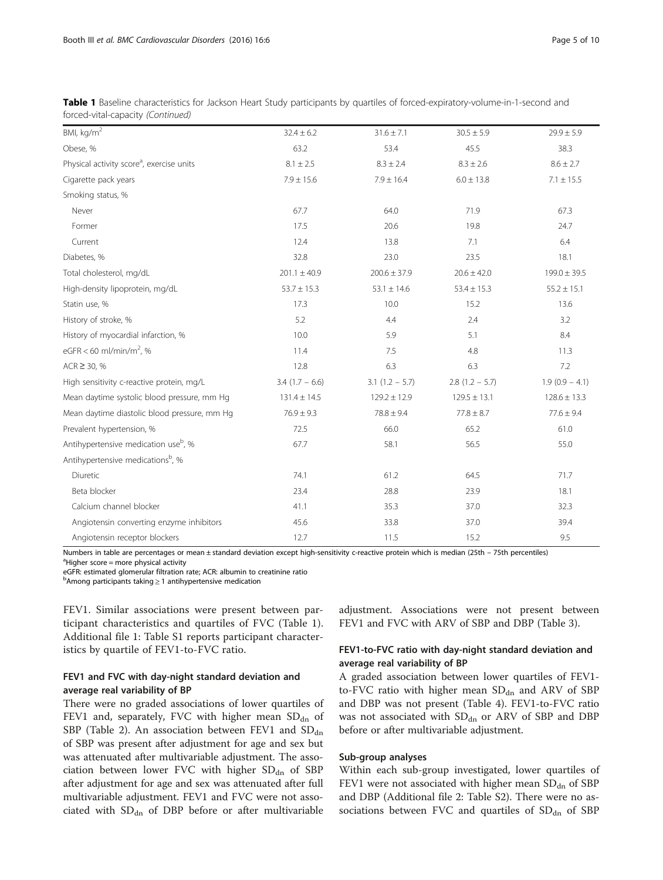**Table 1** Baseline characteristics for Jackson Heart Study participants by quartiles of forced-expiratory-volume-in-1-second and forced-vital-capacity *(Continued)*

| | | | | |
|---|---|---|---|---|
| BMI, kg/m$^2$ | 32.4 ± 6.2 | 31.6 ± 7.1 | 30.5 ± 5.9 | 29.9 ± 5.9 |
| Obese, % | 63.2 | 53.4 | 45.5 | 38.3 |
| Physical activity score[a], exercise units | 8.1 ± 2.5 | 8.3 ± 2.4 | 8.3 ± 2.6 | 8.6 ± 2.7 |
| Cigarette pack years | 7.9 ± 15.6 | 7.9 ± 16.4 | 6.0 ± 13.8 | 7.1 ± 15.5 |
| Smoking status, % | | | | |
| Never | 67.7 | 64.0 | 71.9 | 67.3 |
| Former | 17.5 | 20.6 | 19.8 | 24.7 |
| Current | 12.4 | 13.8 | 7.1 | 6.4 |
| Diabetes, % | 32.8 | 23.0 | 23.5 | 18.1 |
| Total cholesterol, mg/dL | 201.1 ± 40.9 | 200.6 ± 37.9 | 20.6 ± 42.0 | 199.0 ± 39.5 |
| High-density lipoprotein, mg/dL | 53.7 ± 15.3 | 53.1 ± 14.6 | 53.4 ± 15.3 | 55.2 ± 15.1 |
| Statin use, % | 17.3 | 10.0 | 15.2 | 13.6 |
| History of stroke, % | 5.2 | 4.4 | 2.4 | 3.2 |
| History of myocardial infarction, % | 10.0 | 5.9 | 5.1 | 8.4 |
| eGFR < 60 ml/min/m$^2$, % | 11.4 | 7.5 | 4.8 | 11.3 |
| ACR ≥ 30, % | 12.8 | 6.3 | 6.3 | 7.2 |
| High sensitivity c-reactive protein, mg/L | 3.4 (1.7 – 6.6) | 3.1 (1.2 – 5.7) | 2.8 (1.2 – 5.7) | 1.9 (0.9 – 4.1) |
| Mean daytime systolic blood pressure, mm Hg | 131.4 ± 14.5 | 129.2 ± 12.9 | 129.5 ± 13.1 | 128.6 ± 13.3 |
| Mean daytime diastolic blood pressure, mm Hg | 76.9 ± 9.3 | 78.8 ± 9.4 | 77.8 ± 8.7 | 77.6 ± 9.4 |
| Prevalent hypertension, % | 72.5 | 66.0 | 65.2 | 61.0 |
| Antihypertensive medication use[b], % | 67.7 | 58.1 | 56.5 | 55.0 |
| Antihypertensive medications[b], % | | | | |
| Diuretic | 74.1 | 61.2 | 64.5 | 71.7 |
| Beta blocker | 23.4 | 28.8 | 23.9 | 18.1 |
| Calcium channel blocker | 41.1 | 35.3 | 37.0 | 32.3 |
| Angiotensin converting enzyme inhibitors | 45.6 | 33.8 | 37.0 | 39.4 |
| Angiotensin receptor blockers | 12.7 | 11.5 | 15.2 | 9.5 |

Numbers in table are percentages or mean ± standard deviation except high-sensitivity c-reactive protein which is median (25th – 75th percentiles)
[a]Higher score = more physical activity
eGFR: estimated glomerular filtration rate; ACR: albumin to creatinine ratio
[b]Among participants taking ≥ 1 antihypertensive medication

FEV1. Similar associations were present between participant characteristics and quartiles of FVC (Table 1). Additional file 1: Table S1 reports participant characteristics by quartile of FEV1-to-FVC ratio.

### FEV1 and FVC with day-night standard deviation and average real variability of BP

There were no graded associations of lower quartiles of FEV1 and, separately, FVC with higher mean $SD_{dn}$ of SBP (Table 2). An association between FEV1 and $SD_{dn}$ of SBP was present after adjustment for age and sex but was attenuated after multivariable adjustment. The association between lower FVC with higher $SD_{dn}$ of SBP after adjustment for age and sex was attenuated after full multivariable adjustment. FEV1 and FVC were not associated with $SD_{dn}$ of DBP before or after multivariable adjustment. Associations were not present between FEV1 and FVC with ARV of SBP and DBP (Table 3).

### FEV1-to-FVC ratio with day-night standard deviation and average real variability of BP

A graded association between lower quartiles of FEV1-to-FVC ratio with higher mean $SD_{dn}$ and ARV of SBP and DBP was not present (Table 4). FEV1-to-FVC ratio was not associated with $SD_{dn}$ or ARV of SBP and DBP before or after multivariable adjustment.

### Sub-group analyses

Within each sub-group investigated, lower quartiles of FEV1 were not associated with higher mean $SD_{dn}$ of SBP and DBP (Additional file 2: Table S2). There were no associations between FVC and quartiles of $SD_{dn}$ of SBP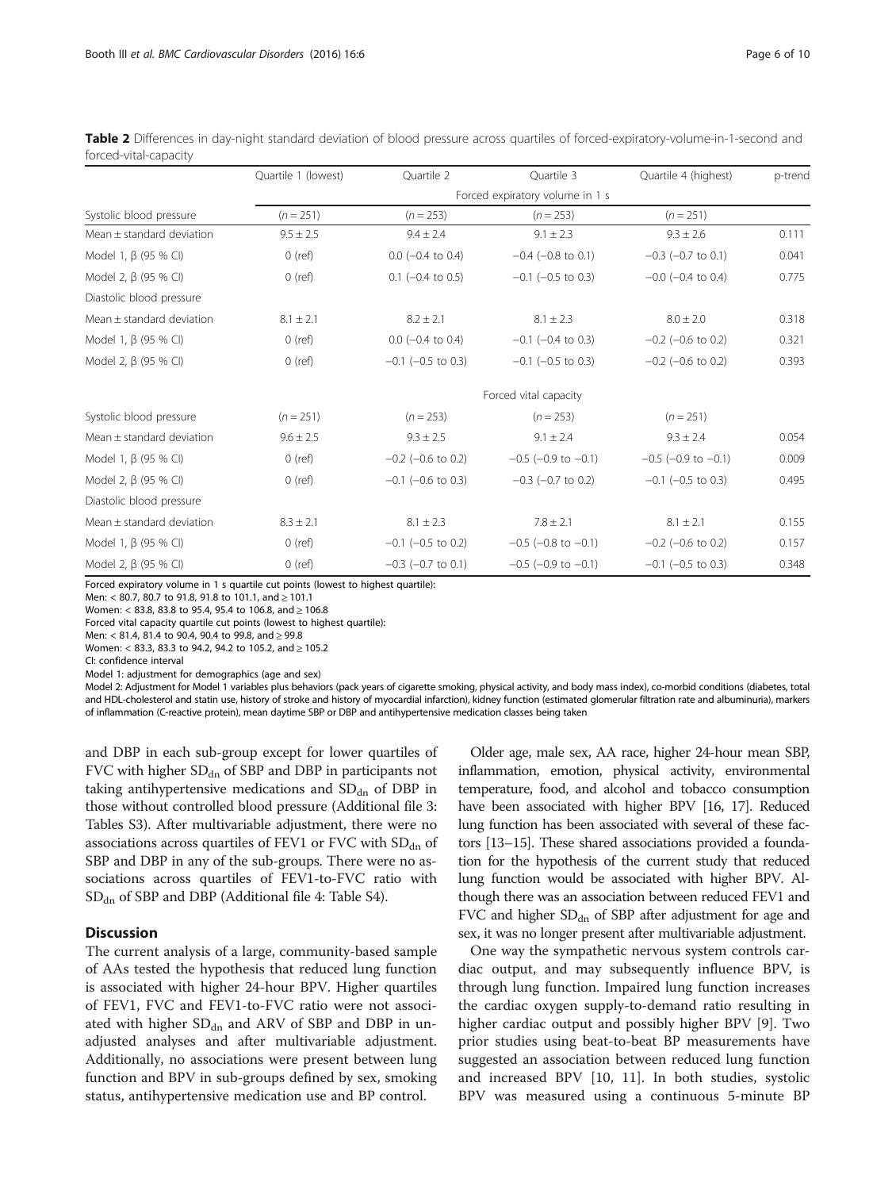**Table 2** Differences in day-night standard deviation of blood pressure across quartiles of forced-expiratory-volume-in-1-second and forced-vital-capacity

| | Quartile 1 (lowest) | Quartile 2 | Quartile 3 | Quartile 4 (highest) | p-trend |
|---|---|---|---|---|---|
| | Forced expiratory volume in 1 s | | | | |
| Systolic blood pressure | (n = 251) | (n = 253) | (n = 253) | (n = 251) | |
| Mean ± standard deviation | 9.5 ± 2.5 | 9.4 ± 2.4 | 9.1 ± 2.3 | 9.3 ± 2.6 | 0.111 |
| Model 1, β (95 % CI) | 0 (ref) | 0.0 (−0.4 to 0.4) | −0.4 (−0.8 to 0.1) | −0.3 (−0.7 to 0.1) | 0.041 |
| Model 2, β (95 % CI) | 0 (ref) | 0.1 (−0.4 to 0.5) | −0.1 (−0.5 to 0.3) | −0.0 (−0.4 to 0.4) | 0.775 |
| Diastolic blood pressure | | | | | |
| Mean ± standard deviation | 8.1 ± 2.1 | 8.2 ± 2.1 | 8.1 ± 2.3 | 8.0 ± 2.0 | 0.318 |
| Model 1, β (95 % CI) | 0 (ref) | 0.0 (−0.4 to 0.4) | −0.1 (−0.4 to 0.3) | −0.2 (−0.6 to 0.2) | 0.321 |
| Model 2, β (95 % CI) | 0 (ref) | −0.1 (−0.5 to 0.3) | −0.1 (−0.5 to 0.3) | −0.2 (−0.6 to 0.2) | 0.393 |
| | Forced vital capacity | | | | |
| Systolic blood pressure | (n = 251) | (n = 253) | (n = 253) | (n = 251) | |
| Mean ± standard deviation | 9.6 ± 2.5 | 9.3 ± 2.5 | 9.1 ± 2.4 | 9.3 ± 2.4 | 0.054 |
| Model 1, β (95 % CI) | 0 (ref) | −0.2 (−0.6 to 0.2) | −0.5 (−0.9 to −0.1) | −0.5 (−0.9 to −0.1) | 0.009 |
| Model 2, β (95 % CI) | 0 (ref) | −0.1 (−0.6 to 0.3) | −0.3 (−0.7 to 0.2) | −0.1 (−0.5 to 0.3) | 0.495 |
| Diastolic blood pressure | | | | | |
| Mean ± standard deviation | 8.3 ± 2.1 | 8.1 ± 2.3 | 7.8 ± 2.1 | 8.1 ± 2.1 | 0.155 |
| Model 1, β (95 % CI) | 0 (ref) | −0.1 (−0.5 to 0.2) | −0.5 (−0.8 to −0.1) | −0.2 (−0.6 to 0.2) | 0.157 |
| Model 2, β (95 % CI) | 0 (ref) | −0.3 (−0.7 to 0.1) | −0.5 (−0.9 to −0.1) | −0.1 (−0.5 to 0.3) | 0.348 |

Forced expiratory volume in 1 s quartile cut points (lowest to highest quartile):
Men: < 80.7, 80.7 to 91.8, 91.8 to 101.1, and ≥ 101.1
Women: < 83.8, 83.8 to 95.4, 95.4 to 106.8, and ≥ 106.8
Forced vital capacity quartile cut points (lowest to highest quartile):
Men: < 81.4, 81.4 to 90.4, 90.4 to 99.8, and ≥ 99.8
Women: < 83.3, 83.3 to 94.2, 94.2 to 105.2, and ≥ 105.2
CI: confidence interval
Model 1: adjustment for demographics (age and sex)
Model 2: Adjustment for Model 1 variables plus behaviors (pack years of cigarette smoking, physical activity, and body mass index), co-morbid conditions (diabetes, total and HDL-cholesterol and statin use, history of stroke and history of myocardial infarction), kidney function (estimated glomerular filtration rate and albuminuria), markers of inflammation (C-reactive protein), mean daytime SBP or DBP and antihypertensive medication classes being taken

and DBP in each sub-group except for lower quartiles of FVC with higher $SD_{dn}$ of SBP and DBP in participants not taking antihypertensive medications and $SD_{dn}$ of DBP in those without controlled blood pressure (Additional file 3: Tables S3). After multivariable adjustment, there were no associations across quartiles of FEV1 or FVC with $SD_{dn}$ of SBP and DBP in any of the sub-groups. There were no associations across quartiles of FEV1-to-FVC ratio with $SD_{dn}$ of SBP and DBP (Additional file 4: Table S4).

## Discussion

The current analysis of a large, community-based sample of AAs tested the hypothesis that reduced lung function is associated with higher 24-hour BPV. Higher quartiles of FEV1, FVC and FEV1-to-FVC ratio were not associated with higher $SD_{dn}$ and ARV of SBP and DBP in unadjusted analyses and after multivariable adjustment. Additionally, no associations were present between lung function and BPV in sub-groups defined by sex, smoking status, antihypertensive medication use and BP control.

Older age, male sex, AA race, higher 24-hour mean SBP, inflammation, emotion, physical activity, environmental temperature, food, and alcohol and tobacco consumption have been associated with higher BPV [16, 17]. Reduced lung function has been associated with several of these factors [13–15]. These shared associations provided a foundation for the hypothesis of the current study that reduced lung function would be associated with higher BPV. Although there was an association between reduced FEV1 and FVC and higher $SD_{dn}$ of SBP after adjustment for age and sex, it was no longer present after multivariable adjustment.

One way the sympathetic nervous system controls cardiac output, and may subsequently influence BPV, is through lung function. Impaired lung function increases the cardiac oxygen supply-to-demand ratio resulting in higher cardiac output and possibly higher BPV [9]. Two prior studies using beat-to-beat BP measurements have suggested an association between reduced lung function and increased BPV [10, 11]. In both studies, systolic BPV was measured using a continuous 5-minute BP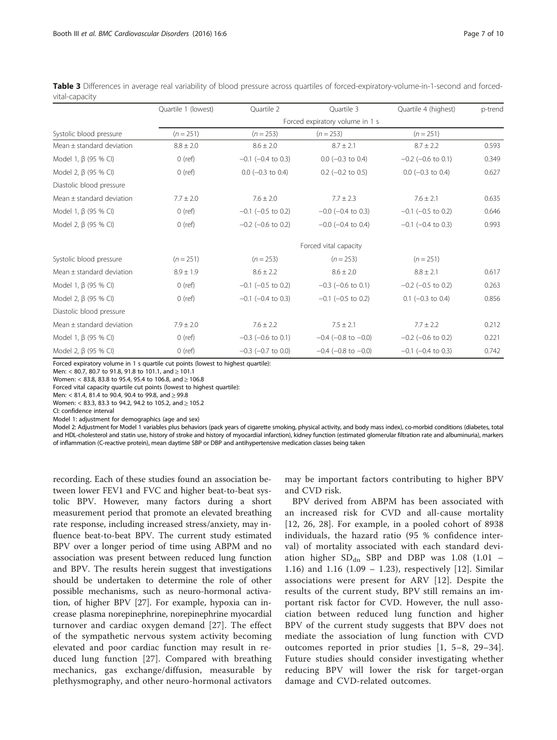**Table 3** Differences in average real variability of blood pressure across quartiles of forced-expiratory-volume-in-1-second and forced-vital-capacity

| | Quartile 1 (lowest) | Quartile 2 | Quartile 3 | Quartile 4 (highest) | p-trend |
|---|---|---|---|---|---|
| | Forced expiratory volume in 1 s | | | | |
| Systolic blood pressure | (n = 251) | (n = 253) | (n = 253) | (n = 251) | |
| Mean ± standard deviation | 8.8 ± 2.0 | 8.6 ± 2.0 | 8.7 ± 2.1 | 8.7 ± 2.2 | 0.593 |
| Model 1, β (95 % CI) | 0 (ref) | −0.1 (−0.4 to 0.3) | 0.0 (−0.3 to 0.4) | −0.2 (−0.6 to 0.1) | 0.349 |
| Model 2, β (95 % CI) | 0 (ref) | 0.0 (−0.3 to 0.4) | 0.2 (−0.2 to 0.5) | 0.0 (−0.3 to 0.4) | 0.627 |
| Diastolic blood pressure | | | | | |
| Mean ± standard deviation | 7.7 ± 2.0 | 7.6 ± 2.0 | 7.7 ± 2.3 | 7.6 ± 2.1 | 0.635 |
| Model 1, β (95 % CI) | 0 (ref) | −0.1 (−0.5 to 0.2) | −0.0 (−0.4 to 0.3) | −0.1 (−0.5 to 0.2) | 0.646 |
| Model 2, β (95 % CI) | 0 (ref) | −0.2 (−0.6 to 0.2) | −0.0 (−0.4 to 0.4) | −0.1 (−0.4 to 0.3) | 0.993 |
| | Forced vital capacity | | | | |
| Systolic blood pressure | (n = 251) | (n = 253) | (n = 253) | (n = 251) | |
| Mean ± standard deviation | 8.9 ± 1.9 | 8.6 ± 2.2 | 8.6 ± 2.0 | 8.8 ± 2.1 | 0.617 |
| Model 1, β (95 % CI) | 0 (ref) | −0.1 (−0.5 to 0.2) | −0.3 (−0.6 to 0.1) | −0.2 (−0.5 to 0.2) | 0.263 |
| Model 2, β (95 % CI) | 0 (ref) | −0.1 (−0.4 to 0.3) | −0.1 (−0.5 to 0.2) | 0.1 (−0.3 to 0.4) | 0.856 |
| Diastolic blood pressure | | | | | |
| Mean ± standard deviation | 7.9 ± 2.0 | 7.6 ± 2.2 | 7.5 ± 2.1 | 7.7 ± 2.2 | 0.212 |
| Model 1, β (95 % CI) | 0 (ref) | −0.3 (−0.6 to 0.1) | −0.4 (−0.8 to −0.0) | −0.2 (−0.6 to 0.2) | 0.221 |
| Model 2, β (95 % CI) | 0 (ref) | −0.3 (−0.7 to 0.0) | −0.4 (−0.8 to −0.0) | −0.1 (−0.4 to 0.3) | 0.742 |

Forced expiratory volume in 1 s quartile cut points (lowest to highest quartile):
Men: < 80.7, 80.7 to 91.8, 91.8 to 101.1, and ≥ 101.1
Women: < 83.8, 83.8 to 95.4, 95.4 to 106.8, and ≥ 106.8
Forced vital capacity quartile cut points (lowest to highest quartile):
Men: < 81.4, 81.4 to 90.4, 90.4 to 99.8, and ≥ 99.8
Women: < 83.3, 83.3 to 94.2, 94.2 to 105.2, and ≥ 105.2
CI: confidence interval
Model 1: adjustment for demographics (age and sex)
Model 2: Adjustment for Model 1 variables plus behaviors (pack years of cigarette smoking, physical activity, and body mass index), co-morbid conditions (diabetes, total and HDL-cholesterol and statin use, history of stroke and history of myocardial infarction), kidney function (estimated glomerular filtration rate and albuminuria), markers of inflammation (C-reactive protein), mean daytime SBP or DBP and antihypertensive medication classes being taken

recording. Each of these studies found an association between lower FEV1 and FVC and higher beat-to-beat systolic BPV. However, many factors during a short measurement period that promote an elevated breathing rate response, including increased stress/anxiety, may influence beat-to-beat BPV. The current study estimated BPV over a longer period of time using ABPM and no association was present between reduced lung function and BPV. The results herein suggest that investigations should be undertaken to determine the role of other possible mechanisms, such as neuro-hormonal activation, of higher BPV [27]. For example, hypoxia can increase plasma norepinephrine, norepinephrine myocardial turnover and cardiac oxygen demand [27]. The effect of the sympathetic nervous system activity becoming elevated and poor cardiac function may result in reduced lung function [27]. Compared with breathing mechanics, gas exchange/diffusion, measurable by plethysmography, and other neuro-hormonal activators may be important factors contributing to higher BPV and CVD risk.

BPV derived from ABPM has been associated with an increased risk for CVD and all-cause mortality [12, 26, 28]. For example, in a pooled cohort of 8938 individuals, the hazard ratio (95 % confidence interval) of mortality associated with each standard deviation higher $SD_{dn}$ SBP and DBP was 1.08 (1.01 – 1.16) and 1.16 (1.09 – 1.23), respectively [12]. Similar associations were present for ARV [12]. Despite the results of the current study, BPV still remains an important risk factor for CVD. However, the null association between reduced lung function and higher BPV of the current study suggests that BPV does not mediate the association of lung function with CVD outcomes reported in prior studies [1, 5–8, 29–34]. Future studies should consider investigating whether reducing BPV will lower the risk for target-organ damage and CVD-related outcomes.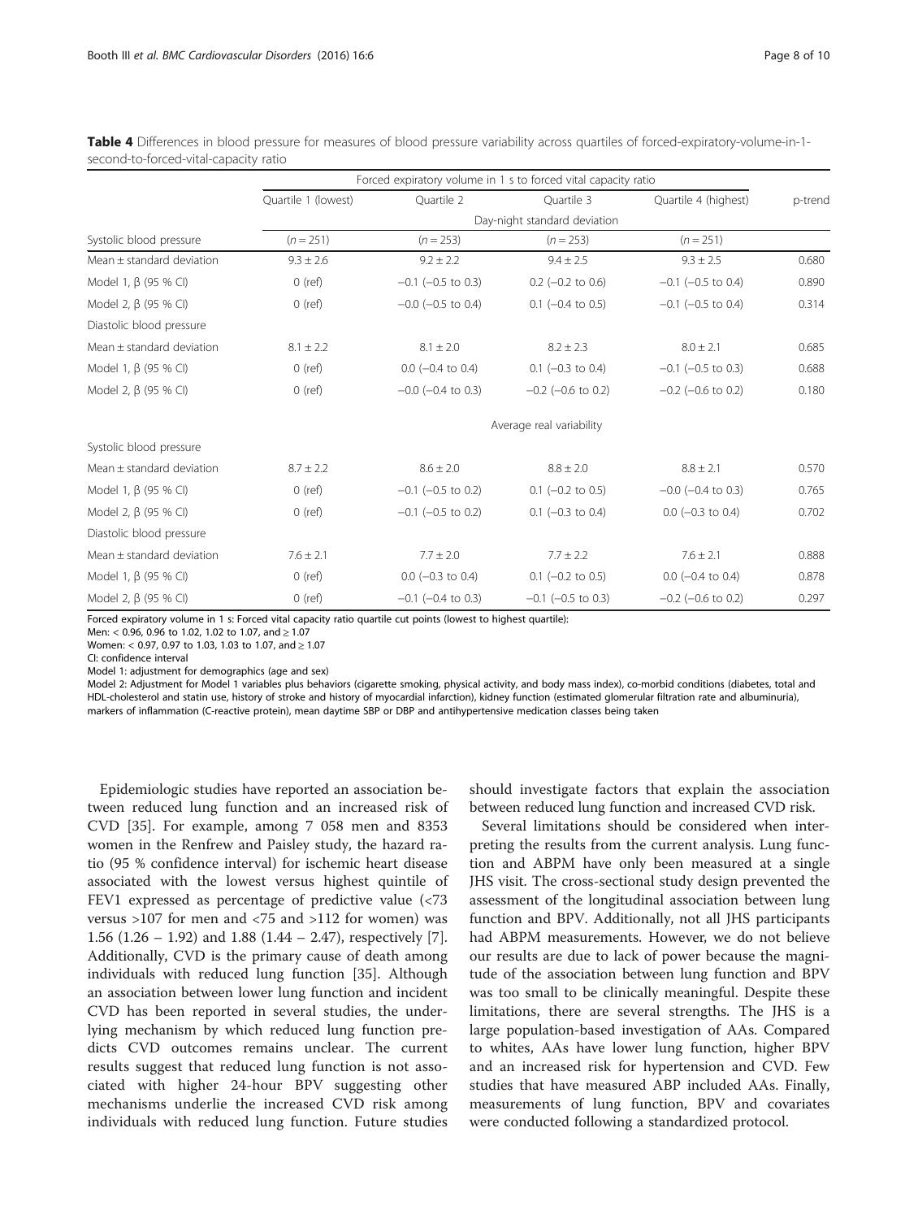**Table 4** Differences in blood pressure for measures of blood pressure variability across quartiles of forced-expiratory-volume-in-1-second-to-forced-vital-capacity ratio

| | Forced expiratory volume in 1 s to forced vital capacity ratio | | | | |
|---|---|---|---|---|---|
| | Quartile 1 (lowest) | Quartile 2 | Quartile 3 | Quartile 4 (highest) | p-trend |
| | Day-night standard deviation | | | | |
| Systolic blood pressure | ($n = 251$) | ($n = 253$) | ($n = 253$) | ($n = 251$) | |
| Mean ± standard deviation | 9.3 ± 2.6 | 9.2 ± 2.2 | 9.4 ± 2.5 | 9.3 ± 2.5 | 0.680 |
| Model 1, β (95 % CI) | 0 (ref) | −0.1 (−0.5 to 0.3) | 0.2 (−0.2 to 0.6) | −0.1 (−0.5 to 0.4) | 0.890 |
| Model 2, β (95 % CI) | 0 (ref) | −0.0 (−0.5 to 0.4) | 0.1 (−0.4 to 0.5) | −0.1 (−0.5 to 0.4) | 0.314 |
| Diastolic blood pressure | | | | | |
| Mean ± standard deviation | 8.1 ± 2.2 | 8.1 ± 2.0 | 8.2 ± 2.3 | 8.0 ± 2.1 | 0.685 |
| Model 1, β (95 % CI) | 0 (ref) | 0.0 (−0.4 to 0.4) | 0.1 (−0.3 to 0.4) | −0.1 (−0.5 to 0.3) | 0.688 |
| Model 2, β (95 % CI) | 0 (ref) | −0.0 (−0.4 to 0.3) | −0.2 (−0.6 to 0.2) | −0.2 (−0.6 to 0.2) | 0.180 |
| | Average real variability | | | | |
| Systolic blood pressure | | | | | |
| Mean ± standard deviation | 8.7 ± 2.2 | 8.6 ± 2.0 | 8.8 ± 2.0 | 8.8 ± 2.1 | 0.570 |
| Model 1, β (95 % CI) | 0 (ref) | −0.1 (−0.5 to 0.2) | 0.1 (−0.2 to 0.5) | −0.0 (−0.4 to 0.3) | 0.765 |
| Model 2, β (95 % CI) | 0 (ref) | −0.1 (−0.5 to 0.2) | 0.1 (−0.3 to 0.4) | 0.0 (−0.3 to 0.4) | 0.702 |
| Diastolic blood pressure | | | | | |
| Mean ± standard deviation | 7.6 ± 2.1 | 7.7 ± 2.0 | 7.7 ± 2.2 | 7.6 ± 2.1 | 0.888 |
| Model 1, β (95 % CI) | 0 (ref) | 0.0 (−0.3 to 0.4) | 0.1 (−0.2 to 0.5) | 0.0 (−0.4 to 0.4) | 0.878 |
| Model 2, β (95 % CI) | 0 (ref) | −0.1 (−0.4 to 0.3) | −0.1 (−0.5 to 0.3) | −0.2 (−0.6 to 0.2) | 0.297 |

Forced expiratory volume in 1 s: Forced vital capacity ratio quartile cut points (lowest to highest quartile):
Men: < 0.96, 0.96 to 1.02, 1.02 to 1.07, and ≥ 1.07
Women: < 0.97, 0.97 to 1.03, 1.03 to 1.07, and ≥ 1.07
CI: confidence interval
Model 1: adjustment for demographics (age and sex)
Model 2: Adjustment for Model 1 variables plus behaviors (cigarette smoking, physical activity, and body mass index), co-morbid conditions (diabetes, total and HDL-cholesterol and statin use, history of stroke and history of myocardial infarction), kidney function (estimated glomerular filtration rate and albuminuria), markers of inflammation (C-reactive protein), mean daytime SBP or DBP and antihypertensive medication classes being taken

Epidemiologic studies have reported an association between reduced lung function and an increased risk of CVD [35]. For example, among 7 058 men and 8353 women in the Renfrew and Paisley study, the hazard ratio (95 % confidence interval) for ischemic heart disease associated with the lowest versus highest quintile of FEV1 expressed as percentage of predictive value (<73 versus >107 for men and <75 and >112 for women) was 1.56 (1.26 – 1.92) and 1.88 (1.44 – 2.47), respectively [7]. Additionally, CVD is the primary cause of death among individuals with reduced lung function [35]. Although an association between lower lung function and incident CVD has been reported in several studies, the underlying mechanism by which reduced lung function predicts CVD outcomes remains unclear. The current results suggest that reduced lung function is not associated with higher 24-hour BPV suggesting other mechanisms underlie the increased CVD risk among individuals with reduced lung function. Future studies should investigate factors that explain the association between reduced lung function and increased CVD risk.

Several limitations should be considered when interpreting the results from the current analysis. Lung function and ABPM have only been measured at a single JHS visit. The cross-sectional study design prevented the assessment of the longitudinal association between lung function and BPV. Additionally, not all JHS participants had ABPM measurements. However, we do not believe our results are due to lack of power because the magnitude of the association between lung function and BPV was too small to be clinically meaningful. Despite these limitations, there are several strengths. The JHS is a large population-based investigation of AAs. Compared to whites, AAs have lower lung function, higher BPV and an increased risk for hypertension and CVD. Few studies that have measured ABP included AAs. Finally, measurements of lung function, BPV and covariates were conducted following a standardized protocol.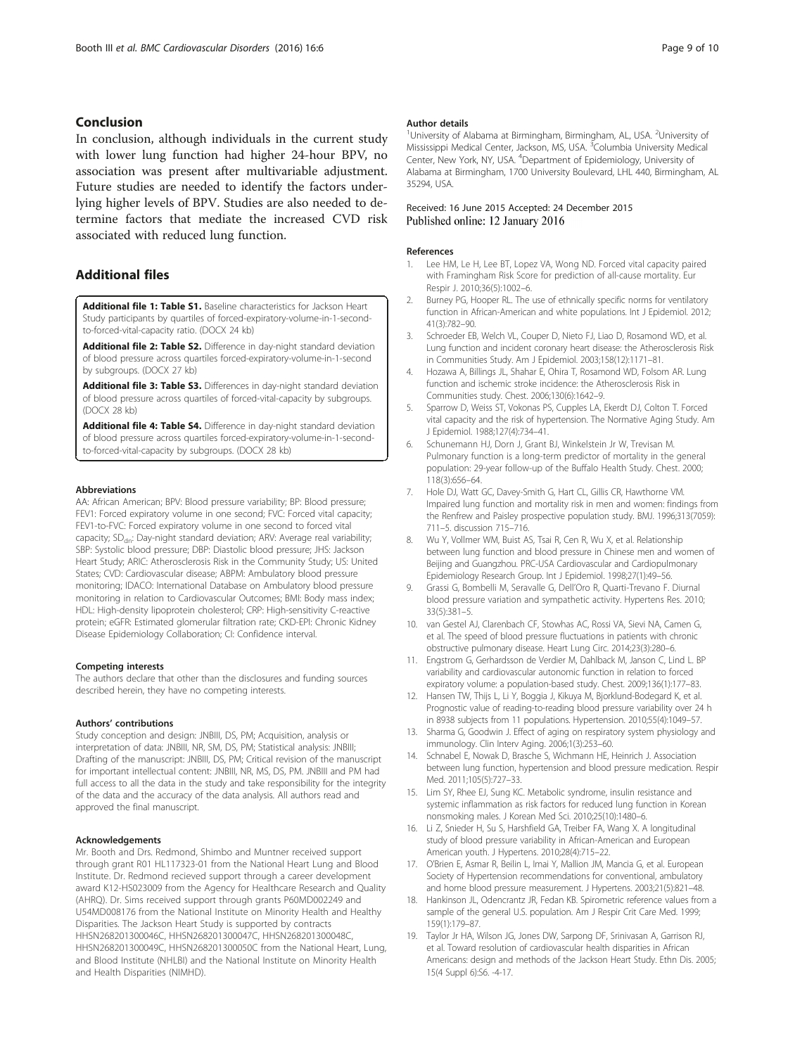## Conclusion

In conclusion, although individuals in the current study with lower lung function had higher 24-hour BPV, no association was present after multivariable adjustment. Future studies are needed to identify the factors underlying higher levels of BPV. Studies are also needed to determine factors that mediate the increased CVD risk associated with reduced lung function.

## Additional files

**Additional file 1: Table S1.** Baseline characteristics for Jackson Heart Study participants by quartiles of forced-expiratory-volume-in-1-second-to-forced-vital-capacity ratio. (DOCX 24 kb)

**Additional file 2: Table S2.** Difference in day-night standard deviation of blood pressure across quartiles forced-expiratory-volume-in-1-second by subgroups. (DOCX 27 kb)

**Additional file 3: Table S3.** Differences in day-night standard deviation of blood pressure across quartiles of forced-vital-capacity by subgroups. (DOCX 28 kb)

**Additional file 4: Table S4.** Difference in day-night standard deviation of blood pressure across quartiles forced-expiratory-volume-in-1-second-to-forced-vital-capacity by subgroups. (DOCX 28 kb)

#### Abbreviations

AA: African American; BPV: Blood pressure variability; BP: Blood pressure; FEV1: Forced expiratory volume in one second; FVC: Forced vital capacity; FEV1-to-FVC: Forced expiratory volume in one second to forced vital capacity; $SD_{dn}$: Day-night standard deviation; ARV: Average real variability; SBP: Systolic blood pressure; DBP: Diastolic blood pressure; JHS: Jackson Heart Study; ARIC: Atherosclerosis Risk in the Community Study; US: United States; CVD: Cardiovascular disease; ABPM: Ambulatory blood pressure monitoring; IDACO: International Database on Ambulatory blood pressure monitoring in relation to Cardiovascular Outcomes; BMI: Body mass index; HDL: High-density lipoprotein cholesterol; CRP: High-sensitivity C-reactive protein; eGFR: Estimated glomerular filtration rate; CKD-EPI: Chronic Kidney Disease Epidemiology Collaboration; CI: Confidence interval.

#### Competing interests

The authors declare that other than the disclosures and funding sources described herein, they have no competing interests.

#### Authors' contributions

Study conception and design: JNBIII, DS, PM; Acquisition, analysis or interpretation of data: JNBIII, NR, SM, DS, PM; Statistical analysis: JNBIII; Drafting of the manuscript: JNBIII, DS, PM; Critical revision of the manuscript for important intellectual content: JNBIII, NR, MS, DS, PM. JNBIII and PM had full access to all the data in the study and take responsibility for the integrity of the data and the accuracy of the data analysis. All authors read and approved the final manuscript.

#### Acknowledgements

Mr. Booth and Drs. Redmond, Shimbo and Muntner received support through grant R01 HL117323-01 from the National Heart Lung and Blood Institute. Dr. Redmond recieved support through a career development award K12-HS023009 from the Agency for Healthcare Research and Quality (AHRQ). Dr. Sims received support through grants P60MD002249 and U54MD008176 from the National Institute on Minority Health and Healthy Disparities. The Jackson Heart Study is supported by contracts HHSN268201300046C, HHSN268201300047C, HHSN268201300048C, HHSN268201300049C, HHSN268201300050C from the National Heart, Lung, and Blood Institute (NHLBI) and the National Institute on Minority Health and Health Disparities (NIMHD).

#### Author details

[1]University of Alabama at Birmingham, Birmingham, AL, USA. [2]University of Mississippi Medical Center, Jackson, MS, USA. [3]Columbia University Medical Center, New York, NY, USA. [4]Department of Epidemiology, University of Alabama at Birmingham, 1700 University Boulevard, LHL 440, Birmingham, AL 35294, USA.

Received: 16 June 2015 Accepted: 24 December 2015
Published online: 12 January 2016

#### References

1. Lee HM, Le H, Lee BT, Lopez VA, Wong ND. Forced vital capacity paired with Framingham Risk Score for prediction of all-cause mortality. Eur Respir J. 2010;36(5):1002–6.
2. Burney PG, Hooper RL. The use of ethnically specific norms for ventilatory function in African-American and white populations. Int J Epidemiol. 2012; 41(3):782–90.
3. Schroeder EB, Welch VL, Couper D, Nieto FJ, Liao D, Rosamond WD, et al. Lung function and incident coronary heart disease: the Atherosclerosis Risk in Communities Study. Am J Epidemiol. 2003;158(12):1171–81.
4. Hozawa A, Billings JL, Shahar E, Ohira T, Rosamond WD, Folsom AR. Lung function and ischemic stroke incidence: the Atherosclerosis Risk in Communities study. Chest. 2006;130(6):1642–9.
5. Sparrow D, Weiss ST, Vokonas PS, Cupples LA, Ekerdt DJ, Colton T. Forced vital capacity and the risk of hypertension. The Normative Aging Study. Am J Epidemiol. 1988;127(4):734–41.
6. Schunemann HJ, Dorn J, Grant BJ, Winkelstein Jr W, Trevisan M. Pulmonary function is a long-term predictor of mortality in the general population: 29-year follow-up of the Buffalo Health Study. Chest. 2000; 118(3):656–64.
7. Hole DJ, Watt GC, Davey-Smith G, Hart CL, Gillis CR, Hawthorne VM. Impaired lung function and mortality risk in men and women: findings from the Renfrew and Paisley prospective population study. BMJ. 1996;313(7059): 711–5. discussion 715–716.
8. Wu Y, Vollmer WM, Buist AS, Tsai R, Cen R, Wu X, et al. Relationship between lung function and blood pressure in Chinese men and women of Beijing and Guangzhou. PRC-USA Cardiovascular and Cardiopulmonary Epidemiology Research Group. Int J Epidemiol. 1998;27(1):49–56.
9. Grassi G, Bombelli M, Seravalle G, Dell'Oro R, Quarti-Trevano F. Diurnal blood pressure variation and sympathetic activity. Hypertens Res. 2010; 33(5):381–5.
10. van Gestel AJ, Clarenbach CF, Stowhas AC, Rossi VA, Sievi NA, Camen G, et al. The speed of blood pressure fluctuations in patients with chronic obstructive pulmonary disease. Heart Lung Circ. 2014;23(3):280–6.
11. Engstrom G, Gerhardsson de Verdier M, Dahlback M, Janson C, Lind L. BP variability and cardiovascular autonomic function in relation to forced expiratory volume: a population-based study. Chest. 2009;136(1):177–83.
12. Hansen TW, Thijs L, Li Y, Boggia J, Kikuya M, Bjorklund-Bodegard K, et al. Prognostic value of reading-to-reading blood pressure variability over 24 h in 8938 subjects from 11 populations. Hypertension. 2010;55(4):1049–57.
13. Sharma G, Goodwin J. Effect of aging on respiratory system physiology and immunology. Clin Interv Aging. 2006;1(3):253–60.
14. Schnabel E, Nowak D, Brasche S, Wichmann HE, Heinrich J. Association between lung function, hypertension and blood pressure medication. Respir Med. 2011;105(5):727–33.
15. Lim SY, Rhee EJ, Sung KC. Metabolic syndrome, insulin resistance and systemic inflammation as risk factors for reduced lung function in Korean nonsmoking males. J Korean Med Sci. 2010;25(10):1480–6.
16. Li Z, Snieder H, Su S, Harshfield GA, Treiber FA, Wang X. A longitudinal study of blood pressure variability in African-American and European American youth. J Hypertens. 2010;28(4):715–22.
17. O'Brien E, Asmar R, Beilin L, Imai Y, Mallion JM, Mancia G, et al. European Society of Hypertension recommendations for conventional, ambulatory and home blood pressure measurement. J Hypertens. 2003;21(5):821–48.
18. Hankinson JL, Odencrantz JR, Fedan KB. Spirometric reference values from a sample of the general U.S. population. Am J Respir Crit Care Med. 1999; 159(1):179–87.
19. Taylor Jr HA, Wilson JG, Jones DW, Sarpong DF, Srinivasan A, Garrison RJ, et al. Toward resolution of cardiovascular health disparities in African Americans: design and methods of the Jackson Heart Study. Ethn Dis. 2005; 15(4 Suppl 6):S6. -4-17.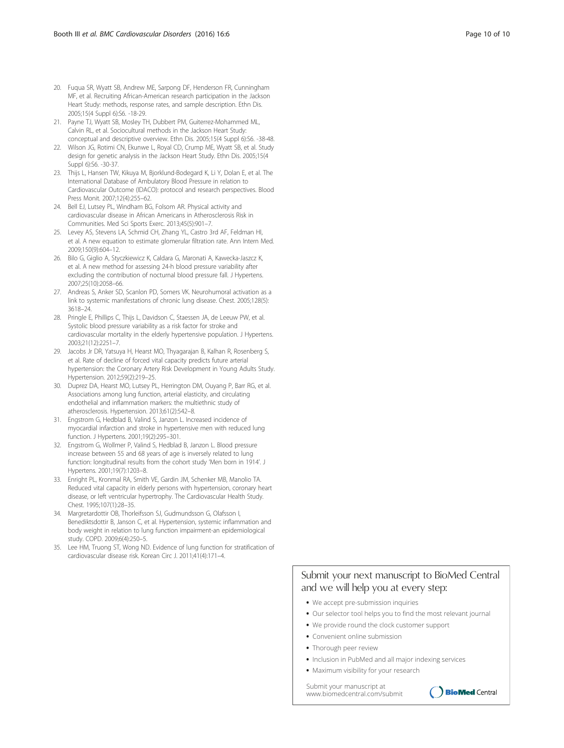20. Fuqua SR, Wyatt SB, Andrew ME, Sarpong DF, Henderson FR, Cunningham MF, et al. Recruiting African-American research participation in the Jackson Heart Study: methods, response rates, and sample description. Ethn Dis. 2005;15(4 Suppl 6):S6. -18-29.
21. Payne TJ, Wyatt SB, Mosley TH, Dubbert PM, Guiterrez-Mohammed ML, Calvin RL, et al. Sociocultural methods in the Jackson Heart Study: conceptual and descriptive overview. Ethn Dis. 2005;15(4 Suppl 6):S6. -38-48.
22. Wilson JG, Rotimi CN, Ekunwe L, Royal CD, Crump ME, Wyatt SB, et al. Study design for genetic analysis in the Jackson Heart Study. Ethn Dis. 2005;15(4 Suppl 6):S6. -30-37.
23. Thijs L, Hansen TW, Kikuya M, Bjorklund-Bodegard K, Li Y, Dolan E, et al. The International Database of Ambulatory Blood Pressure in relation to Cardiovascular Outcome (IDACO): protocol and research perspectives. Blood Press Monit. 2007;12(4):255–62.
24. Bell EJ, Lutsey PL, Windham BG, Folsom AR. Physical activity and cardiovascular disease in African Americans in Atherosclerosis Risk in Communities. Med Sci Sports Exerc. 2013;45(5):901–7.
25. Levey AS, Stevens LA, Schmid CH, Zhang YL, Castro 3rd AF, Feldman HI, et al. A new equation to estimate glomerular filtration rate. Ann Intern Med. 2009;150(9):604–12.
26. Bilo G, Giglio A, Styczkiewicz K, Caldara G, Maronati A, Kawecka-Jaszcz K, et al. A new method for assessing 24-h blood pressure variability after excluding the contribution of nocturnal blood pressure fall. J Hypertens. 2007;25(10):2058–66.
27. Andreas S, Anker SD, Scanlon PD, Somers VK. Neurohumoral activation as a link to systemic manifestations of chronic lung disease. Chest. 2005;128(5): 3618–24.
28. Pringle E, Phillips C, Thijs L, Davidson C, Staessen JA, de Leeuw PW, et al. Systolic blood pressure variability as a risk factor for stroke and cardiovascular mortality in the elderly hypertensive population. J Hypertens. 2003;21(12):2251–7.
29. Jacobs Jr DR, Yatsuya H, Hearst MO, Thyagarajan B, Kalhan R, Rosenberg S, et al. Rate of decline of forced vital capacity predicts future arterial hypertension: the Coronary Artery Risk Development in Young Adults Study. Hypertension. 2012;59(2):219–25.
30. Duprez DA, Hearst MO, Lutsey PL, Herrington DM, Ouyang P, Barr RG, et al. Associations among lung function, arterial elasticity, and circulating endothelial and inflammation markers: the multiethnic study of atherosclerosis. Hypertension. 2013;61(2):542–8.
31. Engstrom G, Hedblad B, Valind S, Janzon L. Increased incidence of myocardial infarction and stroke in hypertensive men with reduced lung function. J Hypertens. 2001;19(2):295–301.
32. Engstrom G, Wollmer P, Valind S, Hedblad B, Janzon L. Blood pressure increase between 55 and 68 years of age is inversely related to lung function: longitudinal results from the cohort study 'Men born in 1914'. J Hypertens. 2001;19(7):1203–8.
33. Enright PL, Kronmal RA, Smith VE, Gardin JM, Schenker MB, Manolio TA. Reduced vital capacity in elderly persons with hypertension, coronary heart disease, or left ventricular hypertrophy. The Cardiovascular Health Study. Chest. 1995;107(1):28–35.
34. Margretardottir OB, Thorleifsson SJ, Gudmundsson G, Olafsson I, Benediktsdottir B, Janson C, et al. Hypertension, systemic inflammation and body weight in relation to lung function impairment-an epidemiological study. COPD. 2009;6(4):250–5.
35. Lee HM, Truong ST, Wong ND. Evidence of lung function for stratification of cardiovascular disease risk. Korean Circ J. 2011;41(4):171–4.

Submit your next manuscript to BioMed Central and we will help you at every step:

- We accept pre-submission inquiries
- Our selector tool helps you to find the most relevant journal
- We provide round the clock customer support
- Convenient online submission
- Thorough peer review
- Inclusion in PubMed and all major indexing services
- Maximum visibility for your research

Submit your manuscript at www.biomedcentral.com/submit

BioMed Central